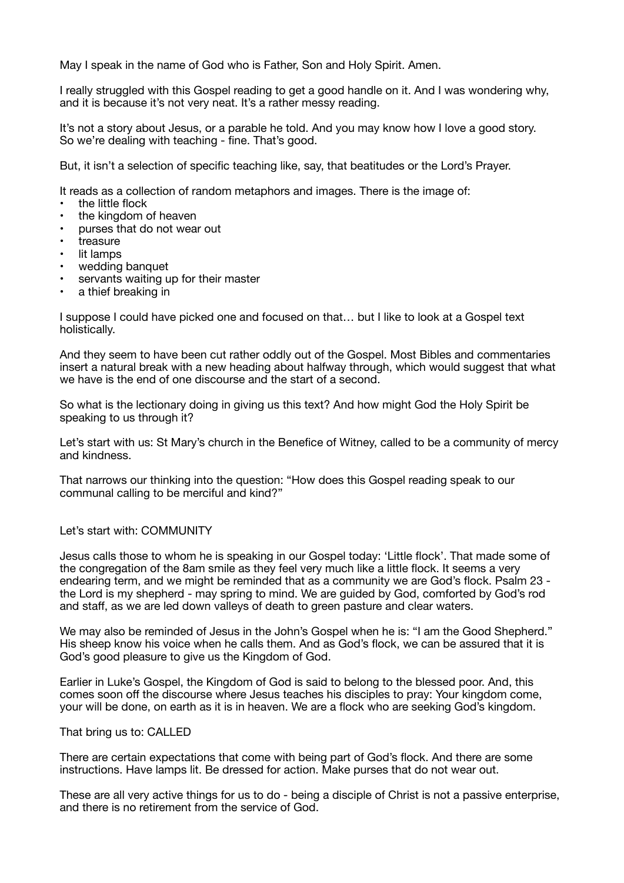May I speak in the name of God who is Father, Son and Holy Spirit. Amen.

I really struggled with this Gospel reading to get a good handle on it. And I was wondering why, and it is because it's not very neat. It's a rather messy reading.

It's not a story about Jesus, or a parable he told. And you may know how I love a good story. So we're dealing with teaching - fine. That's good.

But, it isn't a selection of specific teaching like, say, that beatitudes or the Lord's Prayer.

It reads as a collection of random metaphors and images. There is the image of:

- the little flock
- the kingdom of heaven
- purses that do not wear out
- treasure
- lit lamps
- wedding banquet
- servants waiting up for their master
- a thief breaking in

I suppose I could have picked one and focused on that… but I like to look at a Gospel text holistically.

And they seem to have been cut rather oddly out of the Gospel. Most Bibles and commentaries insert a natural break with a new heading about halfway through, which would suggest that what we have is the end of one discourse and the start of a second.

So what is the lectionary doing in giving us this text? And how might God the Holy Spirit be speaking to us through it?

Let's start with us: St Mary's church in the Benefice of Witney, called to be a community of mercy and kindness.

That narrows our thinking into the question: "How does this Gospel reading speak to our communal calling to be merciful and kind?"

Let's start with: COMMUNITY

Jesus calls those to whom he is speaking in our Gospel today: 'Little flock'. That made some of the congregation of the 8am smile as they feel very much like a little flock. It seems a very endearing term, and we might be reminded that as a community we are God's flock. Psalm 23 - the Lord is my shepherd - may spring to mind. We are guided by God, comforted by God's rod and staff, as we are led down valleys of death to green pasture and clear waters.

We may also be reminded of Jesus in the John's Gospel when he is: "I am the Good Shepherd." His sheep know his voice when he calls them. And as God's flock, we can be assured that it is God's good pleasure to give us the Kingdom of God.

Earlier in Luke's Gospel, the Kingdom of God is said to belong to the blessed poor. And, this comes soon off the discourse where Jesus teaches his disciples to pray: Your kingdom come, your will be done, on earth as it is in heaven. We are a flock who are seeking God's kingdom.

That bring us to: CALLED

There are certain expectations that come with being part of God's flock. And there are some instructions. Have lamps lit. Be dressed for action. Make purses that do not wear out.

These are all very active things for us to do - being a disciple of Christ is not a passive enterprise, and there is no retirement from the service of God.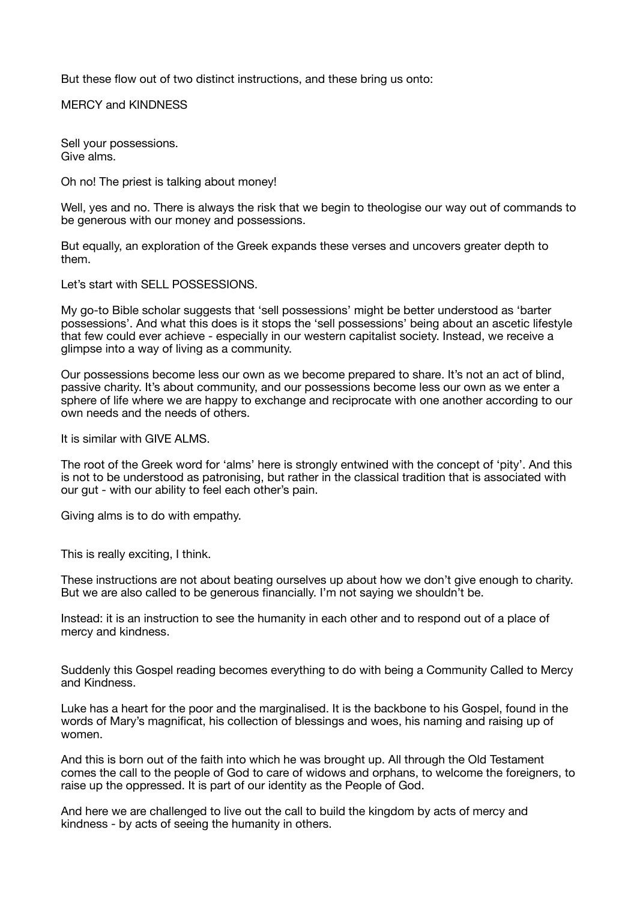But these flow out of two distinct instructions, and these bring us onto:

MERCY and KINDNESS

Sell your possessions.
Give alms.

Oh no! The priest is talking about money!

Well, yes and no. There is always the risk that we begin to theologise our way out of commands to be generous with our money and possessions.

But equally, an exploration of the Greek expands these verses and uncovers greater depth to them.

Let's start with SELL POSSESSIONS.

My go-to Bible scholar suggests that 'sell possessions' might be better understood as 'barter possessions'. And what this does is it stops the 'sell possessions' being about an ascetic lifestyle that few could ever achieve - especially in our western capitalist society. Instead, we receive a glimpse into a way of living as a community.

Our possessions become less our own as we become prepared to share. It's not an act of blind, passive charity. It's about community, and our possessions become less our own as we enter a sphere of life where we are happy to exchange and reciprocate with one another according to our own needs and the needs of others.

It is similar with GIVE ALMS.

The root of the Greek word for 'alms' here is strongly entwined with the concept of 'pity'. And this is not to be understood as patronising, but rather in the classical tradition that is associated with our gut - with our ability to feel each other's pain.

Giving alms is to do with empathy.

This is really exciting, I think.

These instructions are not about beating ourselves up about how we don't give enough to charity. But we are also called to be generous financially. I'm not saying we shouldn't be.

Instead: it is an instruction to see the humanity in each other and to respond out of a place of mercy and kindness.

Suddenly this Gospel reading becomes everything to do with being a Community Called to Mercy and Kindness.

Luke has a heart for the poor and the marginalised. It is the backbone to his Gospel, found in the words of Mary's magnificat, his collection of blessings and woes, his naming and raising up of women.

And this is born out of the faith into which he was brought up. All through the Old Testament comes the call to the people of God to care of widows and orphans, to welcome the foreigners, to raise up the oppressed. It is part of our identity as the People of God.

And here we are challenged to live out the call to build the kingdom by acts of mercy and kindness - by acts of seeing the humanity in others.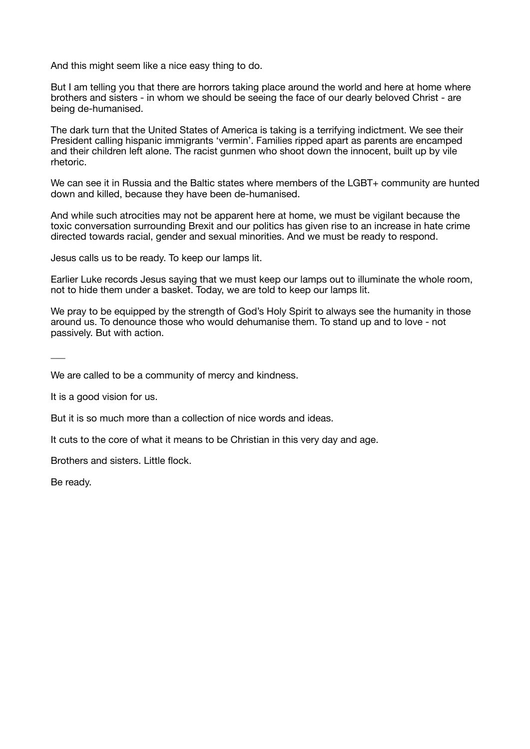And this might seem like a nice easy thing to do.

But I am telling you that there are horrors taking place around the world and here at home where brothers and sisters - in whom we should be seeing the face of our dearly beloved Christ - are being de-humanised.

The dark turn that the United States of America is taking is a terrifying indictment. We see their President calling hispanic immigrants 'vermin'. Families ripped apart as parents are encamped and their children left alone. The racist gunmen who shoot down the innocent, built up by vile rhetoric.

We can see it in Russia and the Baltic states where members of the LGBT+ community are hunted down and killed, because they have been de-humanised.

And while such atrocities may not be apparent here at home, we must be vigilant because the toxic conversation surrounding Brexit and our politics has given rise to an increase in hate crime directed towards racial, gender and sexual minorities. And we must be ready to respond.

Jesus calls us to be ready. To keep our lamps lit.

Earlier Luke records Jesus saying that we must keep our lamps out to illuminate the whole room, not to hide them under a basket. Today, we are told to keep our lamps lit.

We pray to be equipped by the strength of God's Holy Spirit to always see the humanity in those around us. To denounce those who would dehumanise them. To stand up and to love - not passively. But with action.

---

We are called to be a community of mercy and kindness.

It is a good vision for us.

But it is so much more than a collection of nice words and ideas.

It cuts to the core of what it means to be Christian in this very day and age.

Brothers and sisters. Little flock.

Be ready.